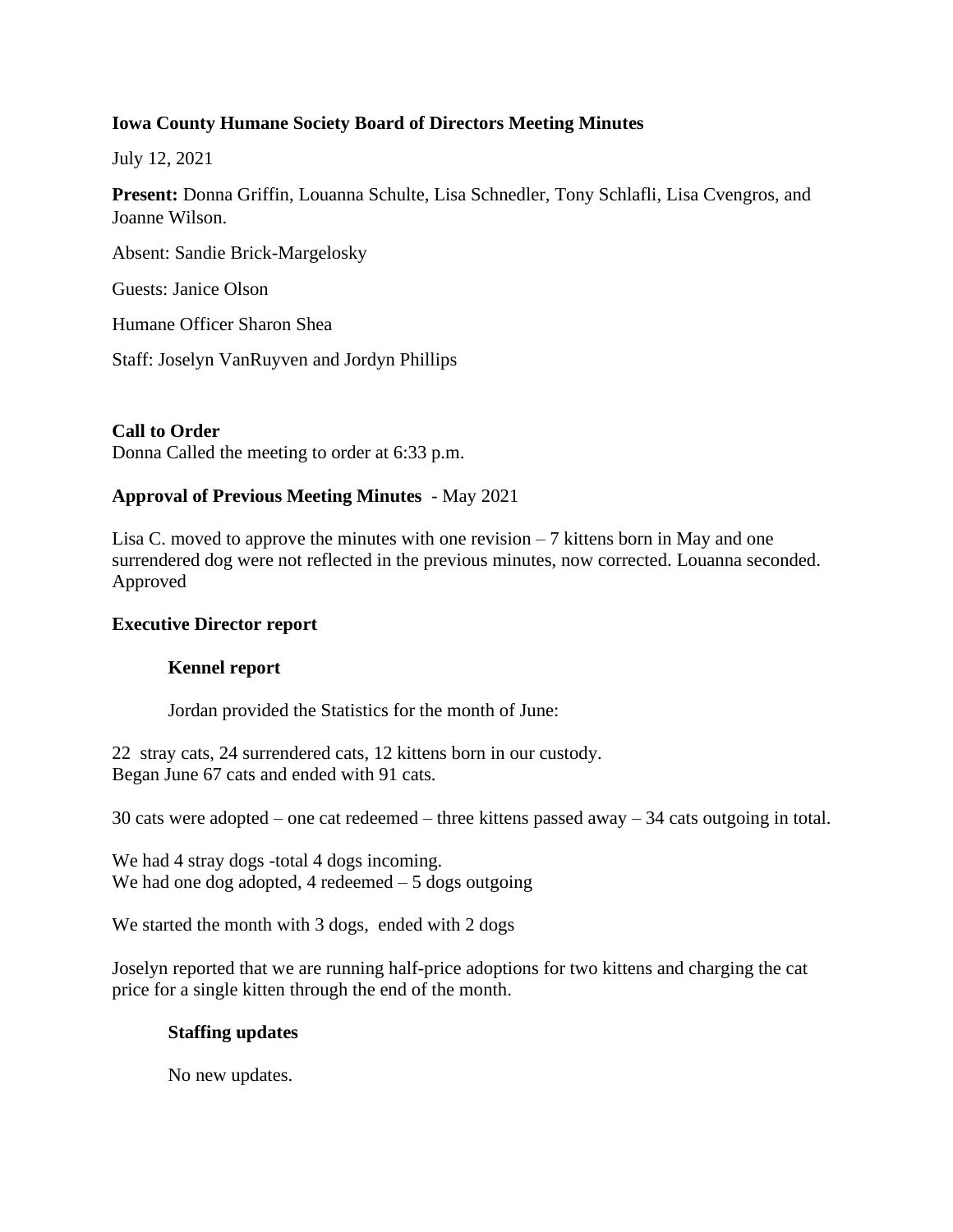**Iowa County Humane Society Board of Directors Meeting Minutes**

July 12, 2021

**Present:** Donna Griffin, Louanna Schulte, Lisa Schnedler, Tony Schlafli, Lisa Cvengros, and Joanne Wilson.

Absent: Sandie Brick-Margelosky

Guests: Janice Olson

Humane Officer Sharon Shea

Staff: Joselyn VanRuyven and Jordyn Phillips

**Call to Order**

Donna Called the meeting to order at 6:33 p.m.

**Approval of Previous Meeting Minutes** - May 2021

Lisa C. moved to approve the minutes with one revision – 7 kittens born in May and one surrendered dog were not reflected in the previous minutes, now corrected. Louanna seconded. Approved

**Executive Director report**

**Kennel report**

Jordan provided the Statistics for the month of June:

22 stray cats, 24 surrendered cats, 12 kittens born in our custody.
Began June 67 cats and ended with 91 cats.

30 cats were adopted – one cat redeemed – three kittens passed away – 34 cats outgoing in total.

We had 4 stray dogs -total 4 dogs incoming.
We had one dog adopted, 4 redeemed – 5 dogs outgoing

We started the month with 3 dogs, ended with 2 dogs

Joselyn reported that we are running half-price adoptions for two kittens and charging the cat price for a single kitten through the end of the month.

**Staffing updates**

No new updates.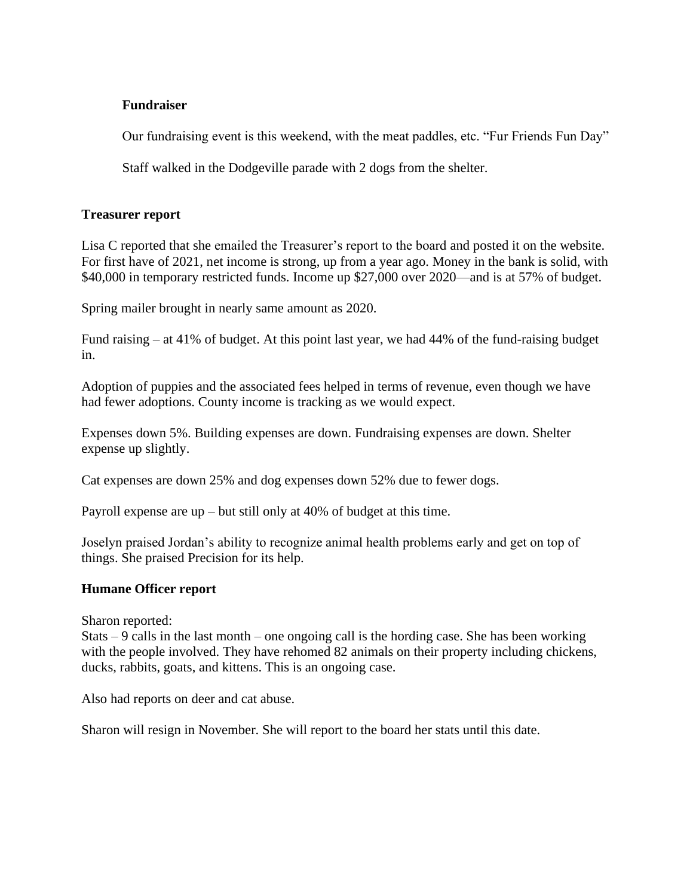**Fundraiser**

Our fundraising event is this weekend, with the meat paddles, etc. “Fur Friends Fun Day”

Staff walked in the Dodgeville parade with 2 dogs from the shelter.

**Treasurer report**

Lisa C reported that she emailed the Treasurer’s report to the board and posted it on the website. For first have of 2021, net income is strong, up from a year ago. Money in the bank is solid, with $40,000 in temporary restricted funds. Income up $27,000 over 2020—and is at 57% of budget.

Spring mailer brought in nearly same amount as 2020.

Fund raising – at 41% of budget. At this point last year, we had 44% of the fund-raising budget in.

Adoption of puppies and the associated fees helped in terms of revenue, even though we have had fewer adoptions. County income is tracking as we would expect.

Expenses down 5%. Building expenses are down. Fundraising expenses are down. Shelter expense up slightly.

Cat expenses are down 25% and dog expenses down 52% due to fewer dogs.

Payroll expense are up – but still only at 40% of budget at this time.

Joselyn praised Jordan’s ability to recognize animal health problems early and get on top of things. She praised Precision for its help.

**Humane Officer report**

Sharon reported:
Stats – 9 calls in the last month – one ongoing call is the hording case. She has been working with the people involved. They have rehomed 82 animals on their property including chickens, ducks, rabbits, goats, and kittens. This is an ongoing case.

Also had reports on deer and cat abuse.

Sharon will resign in November. She will report to the board her stats until this date.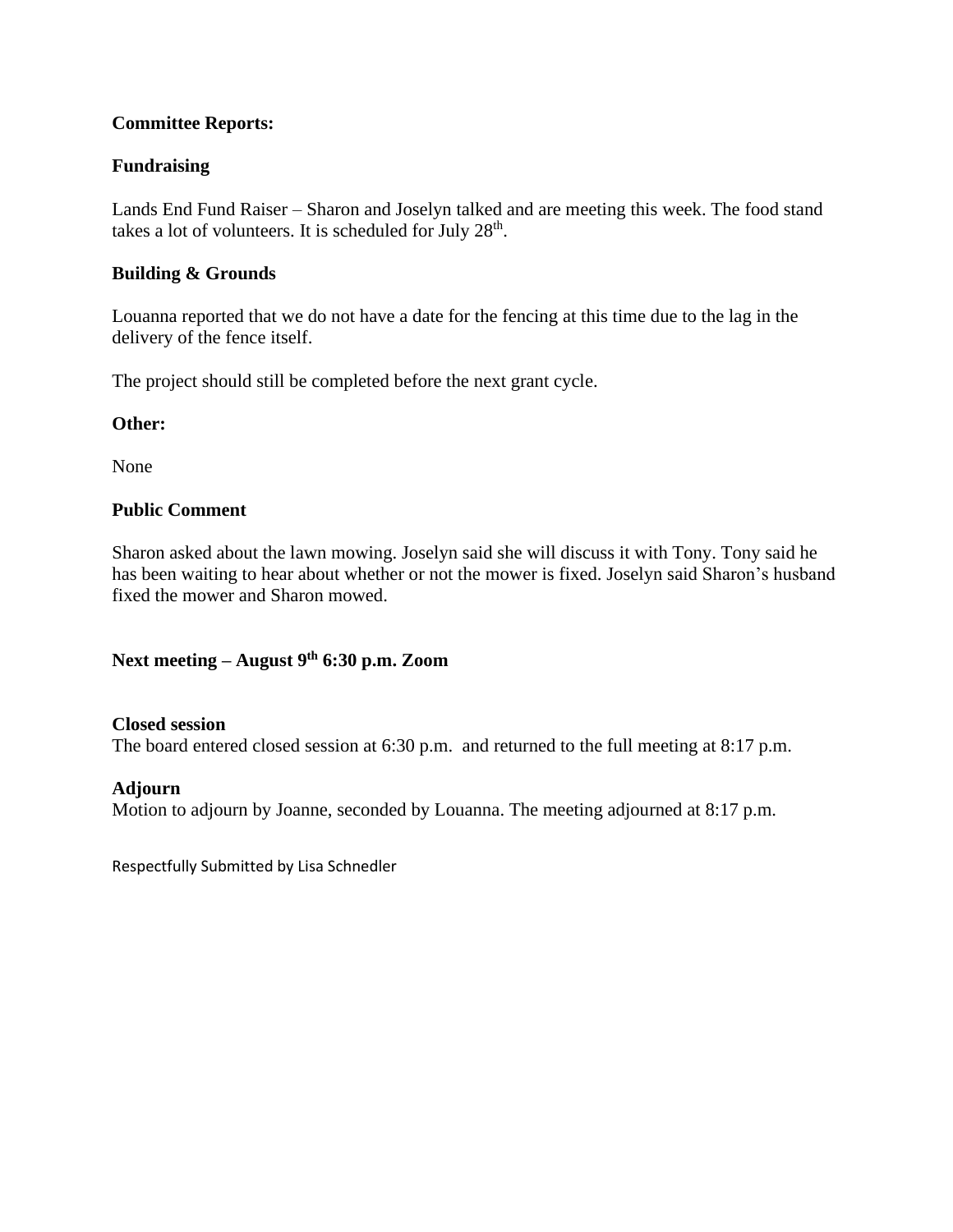**Committee Reports:**

**Fundraising**

Lands End Fund Raiser – Sharon and Joselyn talked and are meeting this week. The food stand takes a lot of volunteers. It is scheduled for July 28th.

**Building & Grounds**

Louanna reported that we do not have a date for the fencing at this time due to the lag in the delivery of the fence itself.

The project should still be completed before the next grant cycle.

**Other:**

None

**Public Comment**

Sharon asked about the lawn mowing. Joselyn said she will discuss it with Tony. Tony said he has been waiting to hear about whether or not the mower is fixed. Joselyn said Sharon's husband fixed the mower and Sharon mowed.

**Next meeting – August 9th 6:30 p.m. Zoom**

**Closed session**
The board entered closed session at 6:30 p.m. and returned to the full meeting at 8:17 p.m.

**Adjourn**
Motion to adjourn by Joanne, seconded by Louanna. The meeting adjourned at 8:17 p.m.

Respectfully Submitted by Lisa Schnedler